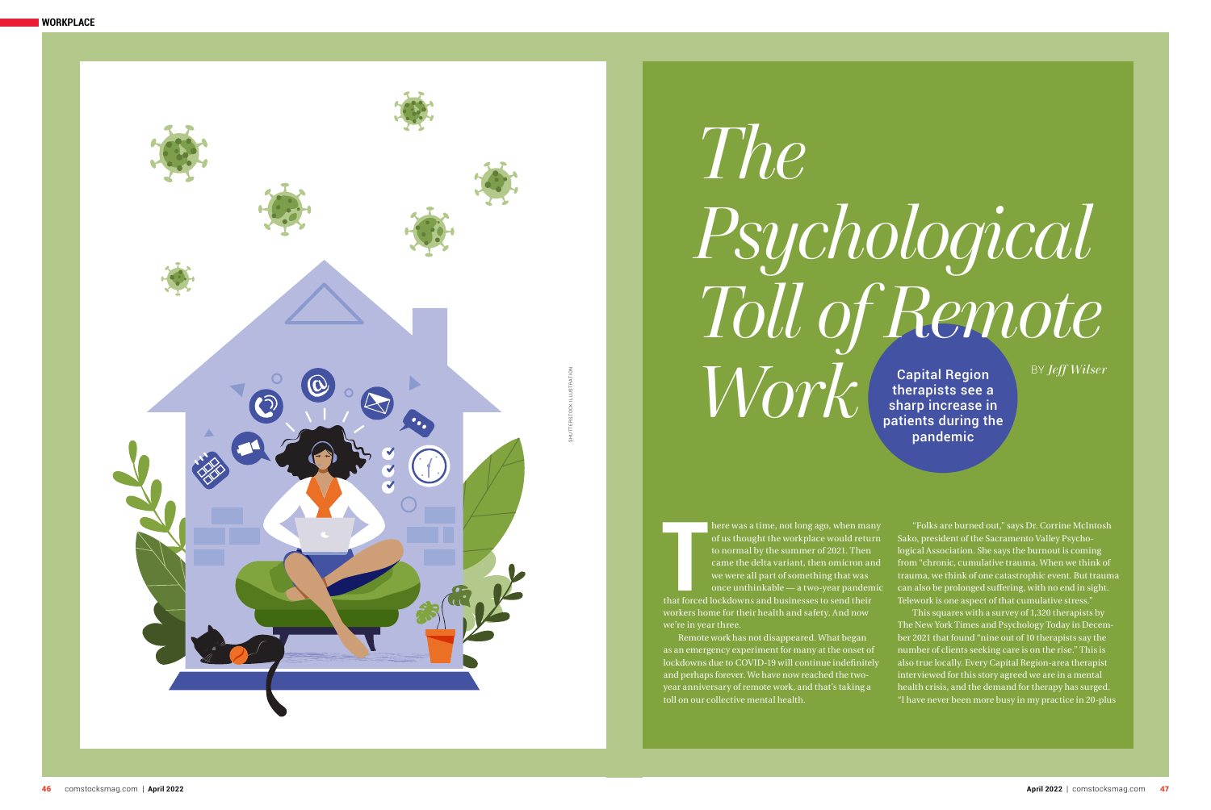# The Psychological Toll of Remote Work

**Capital Region therapists see a sharp increase in patients during the pandemic**

BY *Jeff Wilser*

There was a time, not long ago, when many of us thought the workplace would return to normal by the summer of 2021. Then came the delta variant, then omicron and we were all part of something that was once unthinkable — a two-year pandemic that forced lockdowns and businesses to send their workers home for their health and safety. And now we're in year three.

Remote work has not disappeared. What began as an emergency experiment for many at the onset of lockdowns due to COVID-19 will continue indefinitely and perhaps forever. We have now reached the two-year anniversary of remote work, and that's taking a toll on our collective mental health.

"Folks are burned out," says Dr. Corrine McIntosh Sako, president of the Sacramento Valley Psychological Association. She says the burnout is coming from "chronic, cumulative trauma. When we think of trauma, we think of one catastrophic event. But trauma can also be prolonged suffering, with no end in sight. Telework is one aspect of that cumulative stress."

This squares with a survey of 1,320 therapists by The New York Times and Psychology Today in December 2021 that found "nine out of 10 therapists say the number of clients seeking care is on the rise." This is also true locally. Every Capital Region-area therapist interviewed for this story agreed we are in a mental health crisis, and the demand for therapy has surged. "I have never been more busy in my practice in 20-plus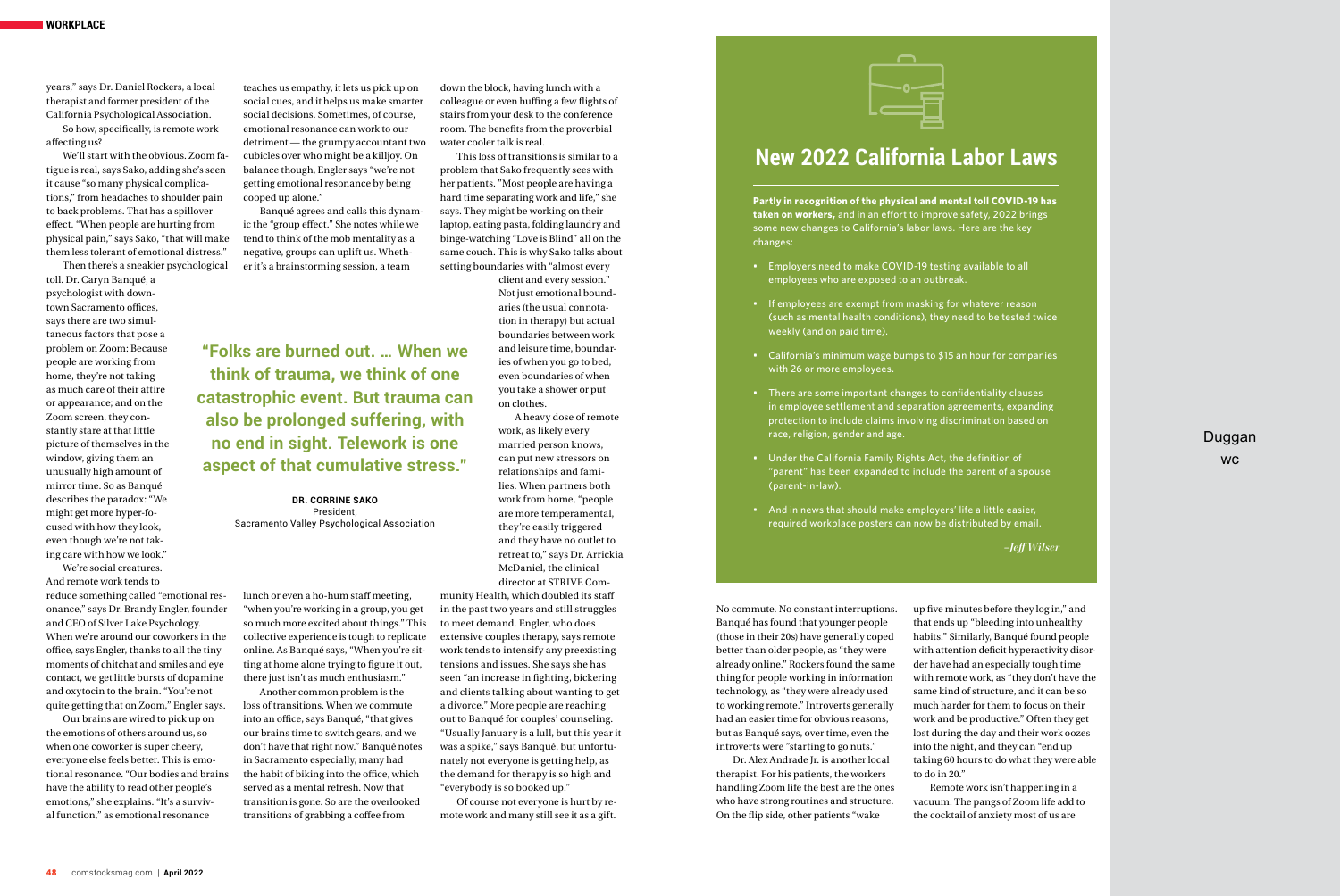years," says Dr. Daniel Rockers, a local therapist and former president of the California Psychological Association.

So how, specifically, is remote work affecting us?

We'll start with the obvious. Zoom fatigue is real, says Sako, adding she's seen it cause "so many physical complications," from headaches to shoulder pain to back problems. That has a spillover effect. "When people are hurting from physical pain," says Sako, "that will make them less tolerant of emotional distress."

Then there's a sneakier psychological toll. Dr. Caryn Banqué, a psychologist with downtown Sacramento offices, says there are two simultaneous factors that pose a problem on Zoom: Because people are working from home, they're not taking as much care of their attire or appearance; and on the Zoom screen, they constantly stare at that little picture of themselves in the window, giving them an unusually high amount of mirror time. So as Banqué describes the paradox: "We might get more hyper-focused with how they look, even though we're not taking care with how we look."

We're social creatures. And remote work tends to reduce something called "emotional resonance," says Dr. Brandy Engler, founder and CEO of Silver Lake Psychology. When we're around our coworkers in the office, says Engler, thanks to all the tiny moments of chitchat and smiles and eye contact, we get little bursts of dopamine and oxytocin to the brain. "You're not quite getting that on Zoom," Engler says.

Our brains are wired to pick up on the emotions of others around us, so when one coworker is super cheery, everyone else feels better. This is emotional resonance. "Our bodies and brains have the ability to read other people's emotions," she explains. "It's a survival function," as emotional resonance teaches us empathy, it lets us pick up on social cues, and it helps us make smarter social decisions. Sometimes, of course, emotional resonance can work to our detriment — the grumpy accountant two cubicles over who might be a killjoy. On balance though, Engler says "we're not getting emotional resonance by being cooped up alone."

Banqué agrees and calls this dynamic the "group effect." She notes while we tend to think of the mob mentality as a negative, groups can uplift us. Whether it's a brainstorming session, a team lunch or even a ho-hum staff meeting, "when you're working in a group, you get so much more excited about things." This collective experience is tough to replicate online. As Banqué says, "When you're sitting at home alone trying to figure it out, there just isn't as much enthusiasm."

> **"Folks are burned out. … When we think of trauma, we think of one catastrophic event. But trauma can also be prolonged suffering, with no end in sight. Telework is one aspect of that cumulative stress."**
>
> **DR. CORRINE SAKO**
> President,
> Sacramento Valley Psychological Association

Another common problem is the loss of transitions. When we commute into an office, says Banqué, "that gives our brains time to switch gears, and we don't have that right now." Banqué notes in Sacramento especially, many had the habit of biking into the office, which served as a mental refresh. Now that transition is gone. So are the overlooked transitions of grabbing a coffee from down the block, having lunch with a colleague or even huffing a few flights of stairs from your desk to the conference room. The benefits from the proverbial water cooler talk is real.

This loss of transitions is similar to a problem that Sako frequently sees with her patients. "Most people are having a hard time separating work and life," she says. They might be working on their laptop, eating pasta, folding laundry and binge-watching "Love is Blind" all on the same couch. This is why Sako talks about setting boundaries with "almost every client and every session." Not just emotional boundaries (the usual connotation in therapy) but actual boundaries between work and leisure time, boundaries of when you go to bed, even boundaries of when you take a shower or put on clothes.

A heavy dose of remote work, as likely every married person knows, can put new stressors on relationships and families. When partners both work from home, "people are more temperamental, they're easily triggered and they have no outlet to retreat to," says Dr. Arrickia McDaniel, the clinical director at STRIVE Community Health, which doubled its staff in the past two years and still struggles to meet demand. Engler, who does extensive couples therapy, says remote work tends to intensify any preexisting tensions and issues. She says she has seen "an increase in fighting, bickering and clients talking about wanting to get a divorce." More people are reaching out to Banqué for couples' counseling. "Usually January is a lull, but this year it was a spike," says Banqué, but unfortunately not everyone is getting help, as the demand for therapy is so high and "everybody is so booked up."

Of course not everyone is hurt by remote work and many still see it as a gift. No commute. No constant interruptions. Banqué has found that younger people (those in their 20s) have generally coped better than older people, as "they were already online." Rockers found the same thing for people working in information technology, as "they were already used to working remote." Introverts generally had an easier time for obvious reasons, but as Banqué says, over time, even the introverts were "starting to go nuts."

Dr. Alex Andrade Jr. is another local therapist. For his patients, the workers handling Zoom life the best are the ones who have strong routines and structure. On the flip side, other patients "wake up five minutes before they log in," and that ends up "bleeding into unhealthy habits." Similarly, Banqué found people with attention deficit hyperactivity disorder have had an especially tough time with remote work, as "they don't have the same kind of structure, and it can be so much harder for them to focus on their work and be productive." Often they get lost during the day and their work oozes into the night, and they can "end up taking 60 hours to do what they were able to do in 20."

Remote work isn't happening in a vacuum. The pangs of Zoom life add to the cocktail of anxiety most of us are

## New 2022 California Labor Laws

**Partly in recognition of the physical and mental toll COVID-19 has taken on workers,** and in an effort to improve safety, 2022 brings some new changes to California's labor laws. Here are the key changes:

- Employers need to make COVID-19 testing available to all employees who are exposed to an outbreak.
- If employees are exempt from masking for whatever reason (such as mental health conditions), they need to be tested twice weekly (and on paid time).
- California's minimum wage bumps to $15 an hour for companies with 26 or more employees.
- There are some important changes to confidentiality clauses in employee settlement and separation agreements, expanding protection to include claims involving discrimination based on race, religion, gender and age.
- Under the California Family Rights Act, the definition of "parent" has been expanded to include the parent of a spouse (parent-in-law).
- And in news that should make employers' life a little easier, required workplace posters can now be distributed by email.

*–Jeff Wilser*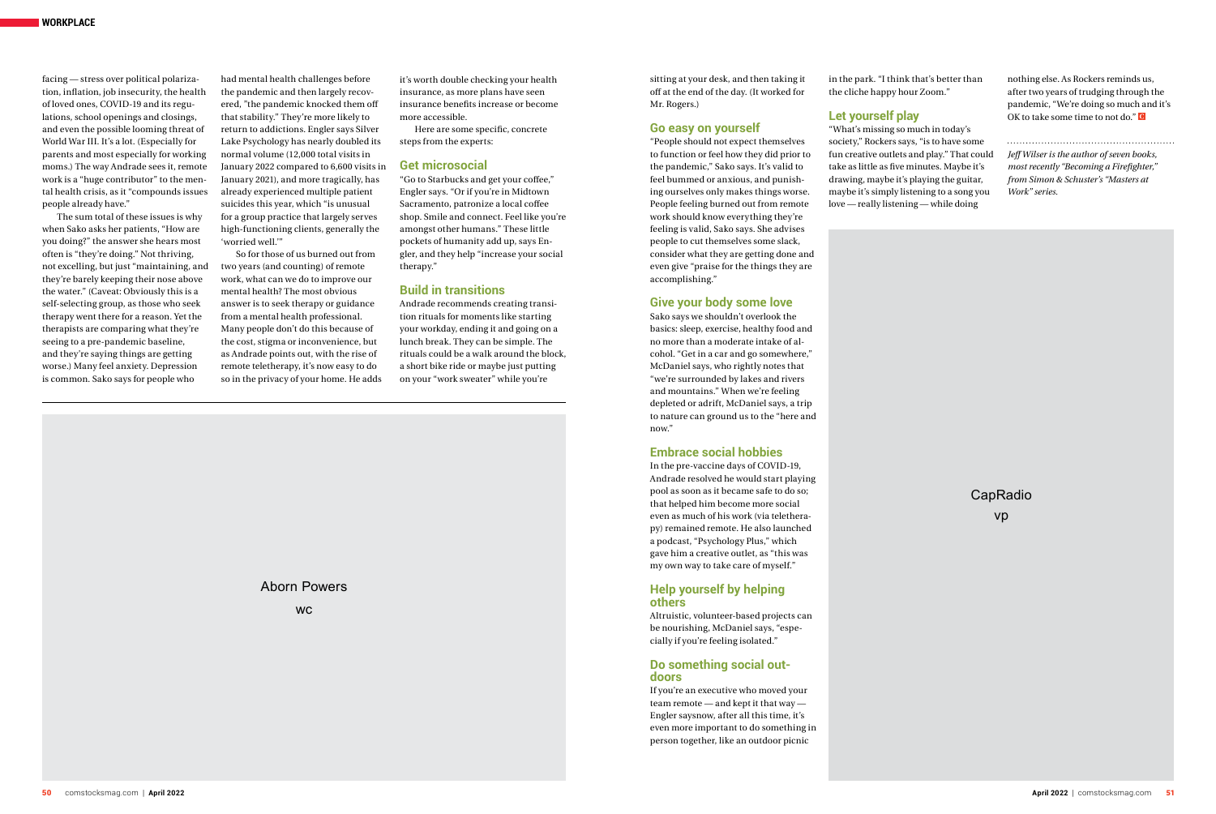facing — stress over political polarization, inflation, job insecurity, the health of loved ones, COVID-19 and its regulations, school openings and closings, and even the possible looming threat of World War III. It's a lot. (Especially for parents and most especially for working moms.) The way Andrade sees it, remote work is a "huge contributor" to the mental health crisis, as it "compounds issues people already have."

The sum total of these issues is why when Sako asks her patients, "How are you doing?" the answer she hears most often is "they're doing." Not thriving, not excelling, but just "maintaining, and they're barely keeping their nose above the water." (Caveat: Obviously this is a self-selecting group, as those who seek therapy went there for a reason. Yet the therapists are comparing what they're seeing to a pre-pandemic baseline, and they're saying things are getting worse.) Many feel anxiety. Depression is common. Sako says for people who had mental health challenges before the pandemic and then largely recovered, "the pandemic knocked them off that stability." They're more likely to return to addictions. Engler says Silver Lake Psychology has nearly doubled its normal volume (12,000 total visits in January 2022 compared to 6,600 visits in January 2021), and more tragically, has already experienced multiple patient suicides this year, which "is unusual for a group practice that largely serves high-functioning clients, generally the 'worried well.'"

So for those of us burned out from two years (and counting) of remote work, what can we do to improve our mental health? The most obvious answer is to seek therapy or guidance from a mental health professional. Many people don't do this because of the cost, stigma or inconvenience, but as Andrade points out, with the rise of remote teletherapy, it's now easy to do so in the privacy of your home. He adds it's worth double checking your health insurance, as more plans have seen insurance benefits increase or become more accessible.

Here are some specific, concrete steps from the experts:

## Get microsocial

"Go to Starbucks and get your coffee," Engler says. "Or if you're in Midtown Sacramento, patronize a local coffee shop. Smile and connect. Feel like you're amongst other humans." These little pockets of humanity add up, says Engler, and they help "increase your social therapy."

## Build in transitions

Andrade recommends creating transition rituals for moments like starting your workday, ending it and going on a lunch break. They can be simple. The rituals could be a walk around the block, a short bike ride or maybe just putting on your "work sweater" while you're sitting at your desk, and then taking it off at the end of the day. (It worked for Mr. Rogers.)

## Go easy on yourself

"People should not expect themselves to function or feel how they did prior to the pandemic," Sako says. It's valid to feel bummed or anxious, and punishing ourselves only makes things worse. People feeling burned out from remote work should know everything they're feeling is valid, Sako says. She advises people to cut themselves some slack, consider what they are getting done and even give "praise for the things they are accomplishing."

## Give your body some love

Sako says we shouldn't overlook the basics: sleep, exercise, healthy food and no more than a moderate intake of alcohol. "Get in a car and go somewhere," McDaniel says, who rightly notes that "we're surrounded by lakes and rivers and mountains." When we're feeling depleted or adrift, McDaniel says, a trip to nature can ground us to the "here and now."

## Embrace social hobbies

In the pre-vaccine days of COVID-19, Andrade resolved he would start playing pool as soon as it became safe to do so; that helped him become more social even as much of his work (via teletherapy) remained remote. He also launched a podcast, "Psychology Plus," which gave him a creative outlet, as "this was my own way to take care of myself."

## Help yourself by helping others

Altruistic, volunteer-based projects can be nourishing, McDaniel says, "especially if you're feeling isolated."

## Do something social outdoors

If you're an executive who moved your team remote — and kept it that way — Engler saysnow, after all this time, it's even more important to do something in person together, like an outdoor picnic in the park. "I think that's better than the cliche happy hour Zoom."

## Let yourself play

"What's missing so much in today's society," Rockers says, "is to have some fun creative outlets and play." That could take as little as five minutes. Maybe it's drawing, maybe it's playing the guitar, maybe it's simply listening to a song you love — really listening — while doing nothing else. As Rockers reminds us, after two years of trudging through the pandemic, "We're doing so much and it's OK to take some time to not do."

---

*Jeff Wilser is the author of seven books, most recently "Becoming a Firefighter," from Simon & Schuster's "Masters at Work" series.*

Aborn Powers

wc

CapRadio

vp